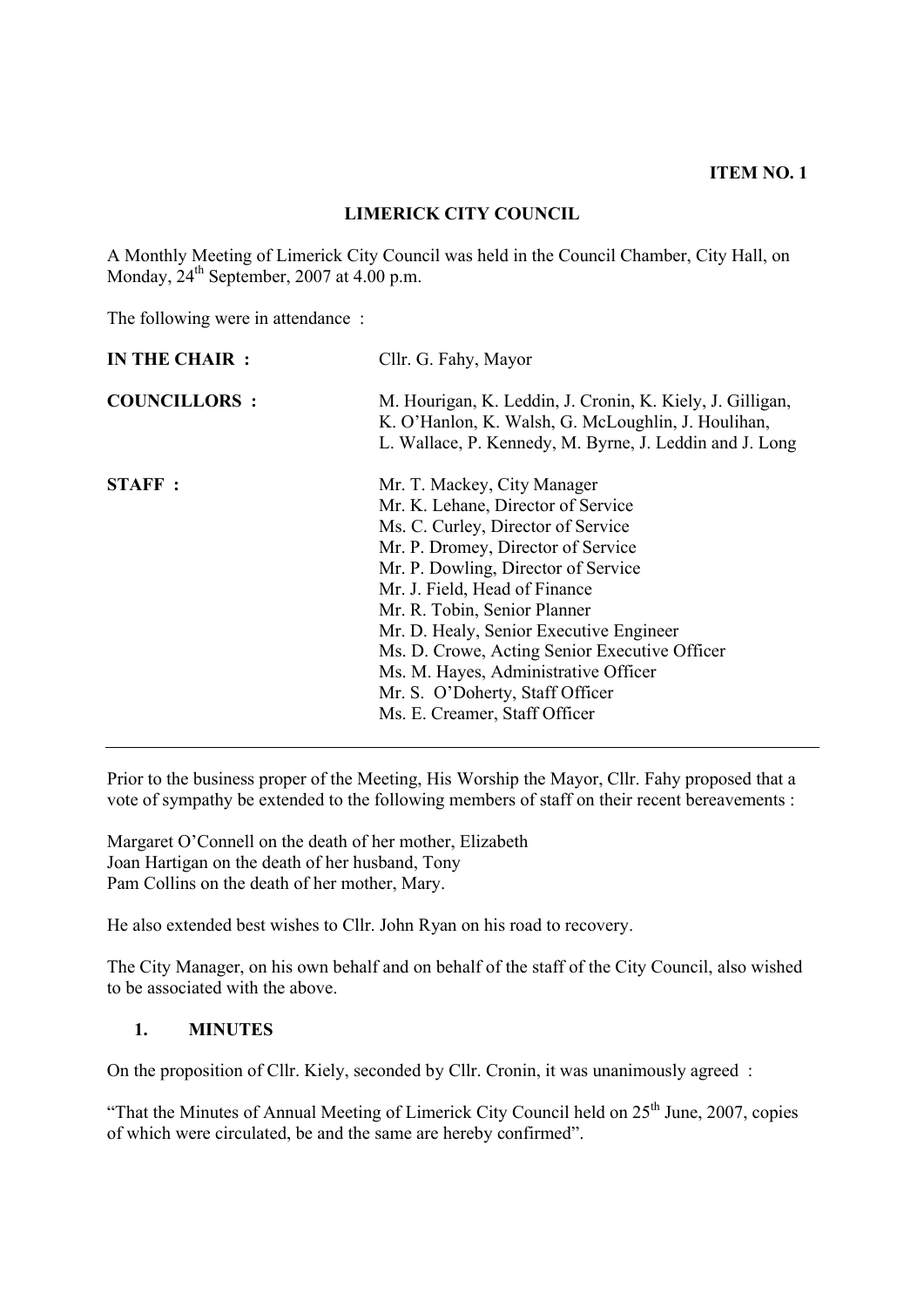**ITEM NO. 1**

# LIMERICK CITY COUNCIL

A Monthly Meeting of Limerick City Council was held in the Council Chamber, City Hall, on Monday, 24th September, 2007 at 4.00 p.m.

The following were in attendance :

| | |
|---|---|
| **IN THE CHAIR :** | Cllr. G. Fahy, Mayor |
| **COUNCILLORS :** | M. Hourigan, K. Leddin, J. Cronin, K. Kiely, J. Gilligan, K. O'Hanlon, K. Walsh, G. McLoughlin, J. Houlihan, L. Wallace, P. Kennedy, M. Byrne, J. Leddin and J. Long |
| **STAFF :** | Mr. T. Mackey, City Manager<br>Mr. K. Lehane, Director of Service<br>Ms. C. Curley, Director of Service<br>Mr. P. Dromey, Director of Service<br>Mr. P. Dowling, Director of Service<br>Mr. J. Field, Head of Finance<br>Mr. R. Tobin, Senior Planner<br>Mr. D. Healy, Senior Executive Engineer<br>Ms. D. Crowe, Acting Senior Executive Officer<br>Ms. M. Hayes, Administrative Officer<br>Mr. S. O'Doherty, Staff Officer<br>Ms. E. Creamer, Staff Officer |

---

Prior to the business proper of the Meeting, His Worship the Mayor, Cllr. Fahy proposed that a vote of sympathy be extended to the following members of staff on their recent bereavements :

Margaret O'Connell on the death of her mother, Elizabeth
Joan Hartigan on the death of her husband, Tony
Pam Collins on the death of her mother, Mary.

He also extended best wishes to Cllr. John Ryan on his road to recovery.

The City Manager, on his own behalf and on behalf of the staff of the City Council, also wished to be associated with the above.

## 1. MINUTES

On the proposition of Cllr. Kiely, seconded by Cllr. Cronin, it was unanimously agreed :

"That the Minutes of Annual Meeting of Limerick City Council held on 25th June, 2007, copies of which were circulated, be and the same are hereby confirmed".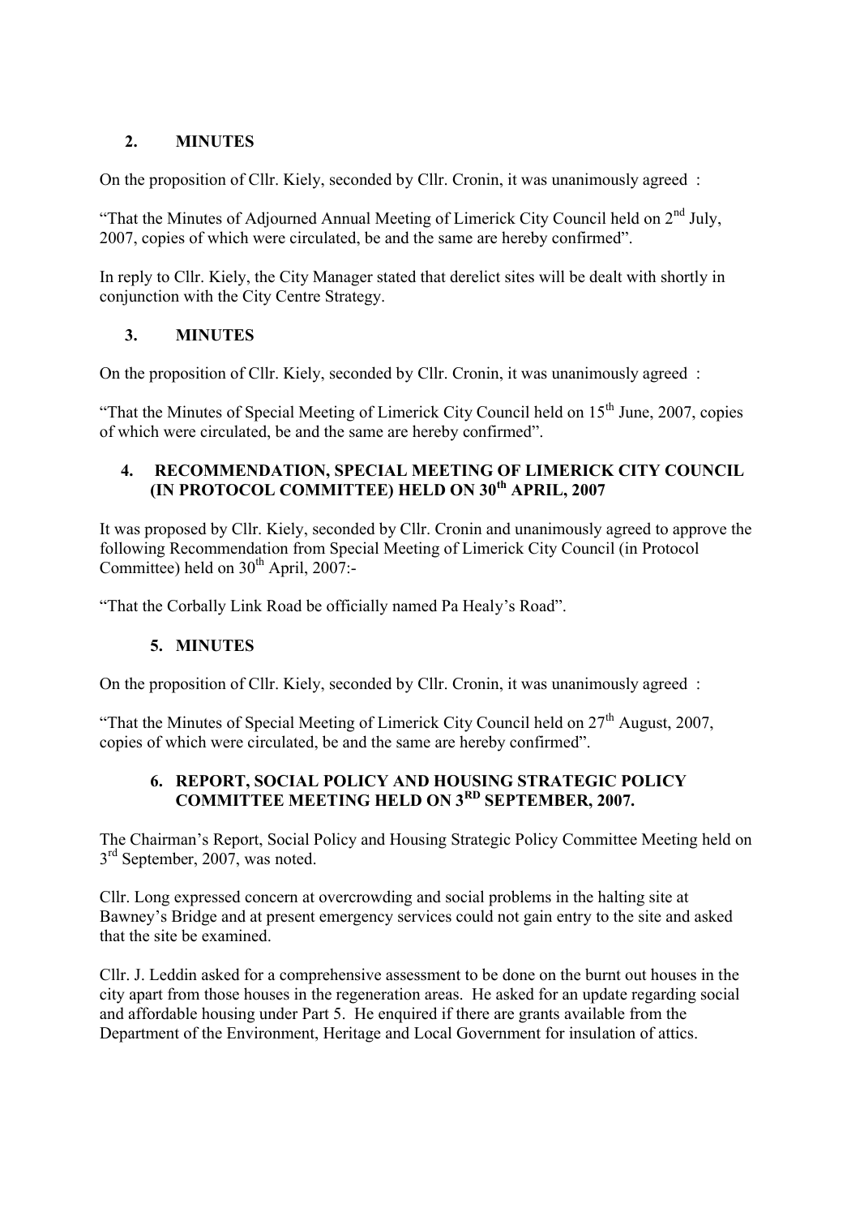## 2. MINUTES

On the proposition of Cllr. Kiely, seconded by Cllr. Cronin, it was unanimously agreed :

"That the Minutes of Adjourned Annual Meeting of Limerick City Council held on 2nd July, 2007, copies of which were circulated, be and the same are hereby confirmed".

In reply to Cllr. Kiely, the City Manager stated that derelict sites will be dealt with shortly in conjunction with the City Centre Strategy.

## 3. MINUTES

On the proposition of Cllr. Kiely, seconded by Cllr. Cronin, it was unanimously agreed :

"That the Minutes of Special Meeting of Limerick City Council held on 15th June, 2007, copies of which were circulated, be and the same are hereby confirmed".

## 4. RECOMMENDATION, SPECIAL MEETING OF LIMERICK CITY COUNCIL (IN PROTOCOL COMMITTEE) HELD ON 30th APRIL, 2007

It was proposed by Cllr. Kiely, seconded by Cllr. Cronin and unanimously agreed to approve the following Recommendation from Special Meeting of Limerick City Council (in Protocol Committee) held on 30th April, 2007:-

"That the Corbally Link Road be officially named Pa Healy's Road".

## 5. MINUTES

On the proposition of Cllr. Kiely, seconded by Cllr. Cronin, it was unanimously agreed :

"That the Minutes of Special Meeting of Limerick City Council held on 27th August, 2007, copies of which were circulated, be and the same are hereby confirmed".

## 6. REPORT, SOCIAL POLICY AND HOUSING STRATEGIC POLICY COMMITTEE MEETING HELD ON 3RD SEPTEMBER, 2007.

The Chairman's Report, Social Policy and Housing Strategic Policy Committee Meeting held on 3rd September, 2007, was noted.

Cllr. Long expressed concern at overcrowding and social problems in the halting site at Bawney's Bridge and at present emergency services could not gain entry to the site and asked that the site be examined.

Cllr. J. Leddin asked for a comprehensive assessment to be done on the burnt out houses in the city apart from those houses in the regeneration areas. He asked for an update regarding social and affordable housing under Part 5. He enquired if there are grants available from the Department of the Environment, Heritage and Local Government for insulation of attics.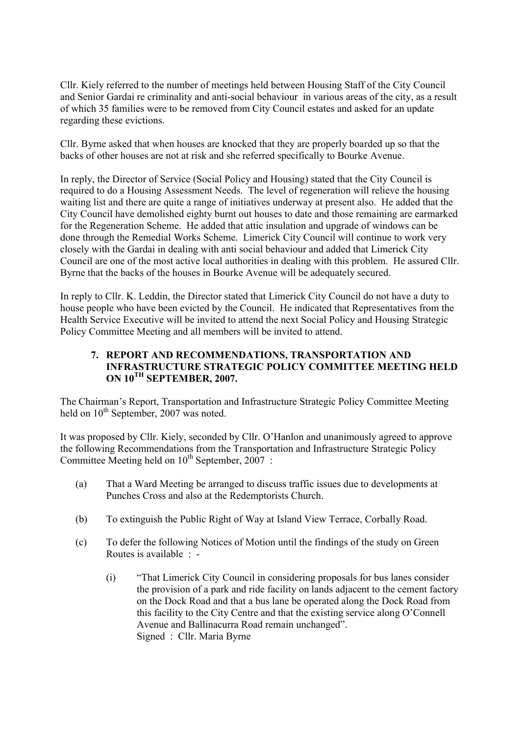Cllr. Kiely referred to the number of meetings held between Housing Staff of the City Council and Senior Gardai re criminality and anti-social behaviour in various areas of the city, as a result of which 35 families were to be removed from City Council estates and asked for an update regarding these evictions.

Cllr. Byrne asked that when houses are knocked that they are properly boarded up so that the backs of other houses are not at risk and she referred specifically to Bourke Avenue.

In reply, the Director of Service (Social Policy and Housing) stated that the City Council is required to do a Housing Assessment Needs. The level of regeneration will relieve the housing waiting list and there are quite a range of initiatives underway at present also. He added that the City Council have demolished eighty burnt out houses to date and those remaining are earmarked for the Regeneration Scheme. He added that attic insulation and upgrade of windows can be done through the Remedial Works Scheme. Limerick City Council will continue to work very closely with the Gardai in dealing with anti social behaviour and added that Limerick City Council are one of the most active local authorities in dealing with this problem. He assured Cllr. Byrne that the backs of the houses in Bourke Avenue will be adequately secured.

In reply to Cllr. K. Leddin, the Director stated that Limerick City Council do not have a duty to house people who have been evicted by the Council. He indicated that Representatives from the Health Service Executive will be invited to attend the next Social Policy and Housing Strategic Policy Committee Meeting and all members will be invited to attend.

## 7. REPORT AND RECOMMENDATIONS, TRANSPORTATION AND INFRASTRUCTURE STRATEGIC POLICY COMMITTEE MEETING HELD ON 10TH SEPTEMBER, 2007.

The Chairman's Report, Transportation and Infrastructure Strategic Policy Committee Meeting held on 10th September, 2007 was noted.

It was proposed by Cllr. Kiely, seconded by Cllr. O'Hanlon and unanimously agreed to approve the following Recommendations from the Transportation and Infrastructure Strategic Policy Committee Meeting held on 10th September, 2007 :

(a) That a Ward Meeting be arranged to discuss traffic issues due to developments at Punches Cross and also at the Redemptorists Church.

(b) To extinguish the Public Right of Way at Island View Terrace, Corbally Road.

(c) To defer the following Notices of Motion until the findings of the study on Green Routes is available : -

   (i) "That Limerick City Council in considering proposals for bus lanes consider the provision of a park and ride facility on lands adjacent to the cement factory on the Dock Road and that a bus lane be operated along the Dock Road from this facility to the City Centre and that the existing service along O'Connell Avenue and Ballinacurra Road remain unchanged".
   Signed : Cllr. Maria Byrne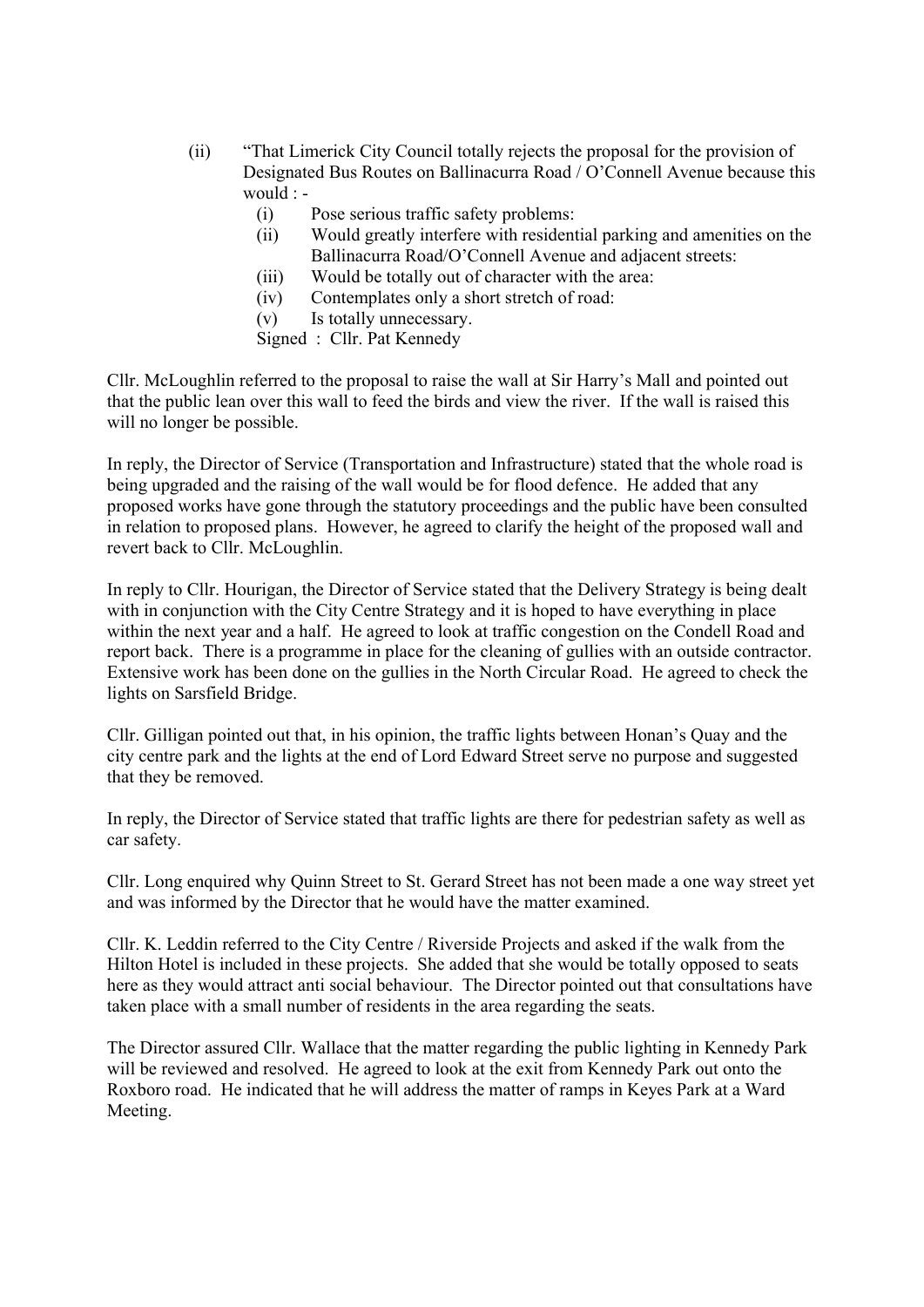(ii) "That Limerick City Council totally rejects the proposal for the provision of Designated Bus Routes on Ballinacurra Road / O'Connell Avenue because this would : -

   (i) Pose serious traffic safety problems:
   (ii) Would greatly interfere with residential parking and amenities on the Ballinacurra Road/O'Connell Avenue and adjacent streets:
   (iii) Would be totally out of character with the area:
   (iv) Contemplates only a short stretch of road:
   (v) Is totally unnecessary.

   Signed : Cllr. Pat Kennedy

Cllr. McLoughlin referred to the proposal to raise the wall at Sir Harry's Mall and pointed out that the public lean over this wall to feed the birds and view the river. If the wall is raised this will no longer be possible.

In reply, the Director of Service (Transportation and Infrastructure) stated that the whole road is being upgraded and the raising of the wall would be for flood defence. He added that any proposed works have gone through the statutory proceedings and the public have been consulted in relation to proposed plans. However, he agreed to clarify the height of the proposed wall and revert back to Cllr. McLoughlin.

In reply to Cllr. Hourigan, the Director of Service stated that the Delivery Strategy is being dealt with in conjunction with the City Centre Strategy and it is hoped to have everything in place within the next year and a half. He agreed to look at traffic congestion on the Condell Road and report back. There is a programme in place for the cleaning of gullies with an outside contractor. Extensive work has been done on the gullies in the North Circular Road. He agreed to check the lights on Sarsfield Bridge.

Cllr. Gilligan pointed out that, in his opinion, the traffic lights between Honan's Quay and the city centre park and the lights at the end of Lord Edward Street serve no purpose and suggested that they be removed.

In reply, the Director of Service stated that traffic lights are there for pedestrian safety as well as car safety.

Cllr. Long enquired why Quinn Street to St. Gerard Street has not been made a one way street yet and was informed by the Director that he would have the matter examined.

Cllr. K. Leddin referred to the City Centre / Riverside Projects and asked if the walk from the Hilton Hotel is included in these projects. She added that she would be totally opposed to seats here as they would attract anti social behaviour. The Director pointed out that consultations have taken place with a small number of residents in the area regarding the seats.

The Director assured Cllr. Wallace that the matter regarding the public lighting in Kennedy Park will be reviewed and resolved. He agreed to look at the exit from Kennedy Park out onto the Roxboro road. He indicated that he will address the matter of ramps in Keyes Park at a Ward Meeting.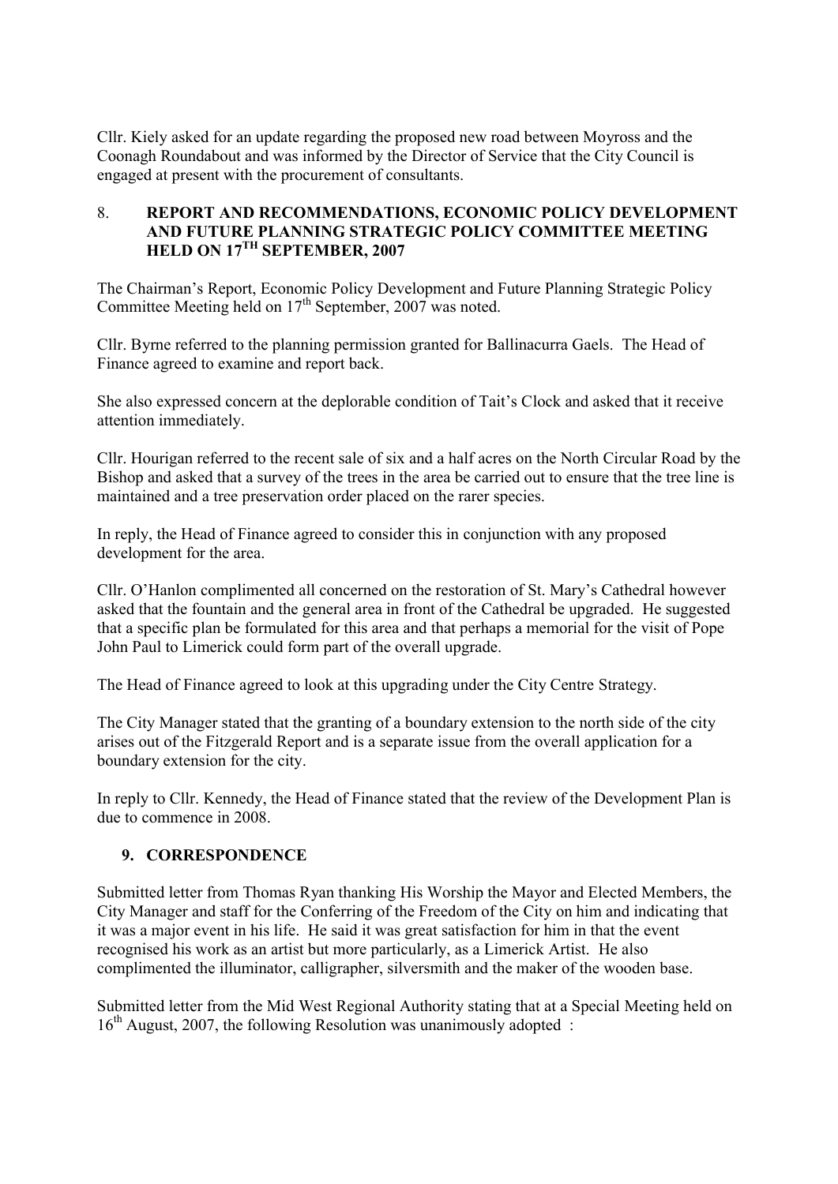Cllr. Kiely asked for an update regarding the proposed new road between Moyross and the Coonagh Roundabout and was informed by the Director of Service that the City Council is engaged at present with the procurement of consultants.

## 8. REPORT AND RECOMMENDATIONS, ECONOMIC POLICY DEVELOPMENT AND FUTURE PLANNING STRATEGIC POLICY COMMITTEE MEETING HELD ON 17TH SEPTEMBER, 2007

The Chairman's Report, Economic Policy Development and Future Planning Strategic Policy Committee Meeting held on 17th September, 2007 was noted.

Cllr. Byrne referred to the planning permission granted for Ballinacurra Gaels. The Head of Finance agreed to examine and report back.

She also expressed concern at the deplorable condition of Tait's Clock and asked that it receive attention immediately.

Cllr. Hourigan referred to the recent sale of six and a half acres on the North Circular Road by the Bishop and asked that a survey of the trees in the area be carried out to ensure that the tree line is maintained and a tree preservation order placed on the rarer species.

In reply, the Head of Finance agreed to consider this in conjunction with any proposed development for the area.

Cllr. O'Hanlon complimented all concerned on the restoration of St. Mary's Cathedral however asked that the fountain and the general area in front of the Cathedral be upgraded. He suggested that a specific plan be formulated for this area and that perhaps a memorial for the visit of Pope John Paul to Limerick could form part of the overall upgrade.

The Head of Finance agreed to look at this upgrading under the City Centre Strategy.

The City Manager stated that the granting of a boundary extension to the north side of the city arises out of the Fitzgerald Report and is a separate issue from the overall application for a boundary extension for the city.

In reply to Cllr. Kennedy, the Head of Finance stated that the review of the Development Plan is due to commence in 2008.

## 9. CORRESPONDENCE

Submitted letter from Thomas Ryan thanking His Worship the Mayor and Elected Members, the City Manager and staff for the Conferring of the Freedom of the City on him and indicating that it was a major event in his life. He said it was great satisfaction for him in that the event recognised his work as an artist but more particularly, as a Limerick Artist. He also complimented the illuminator, calligrapher, silversmith and the maker of the wooden base.

Submitted letter from the Mid West Regional Authority stating that at a Special Meeting held on 16th August, 2007, the following Resolution was unanimously adopted :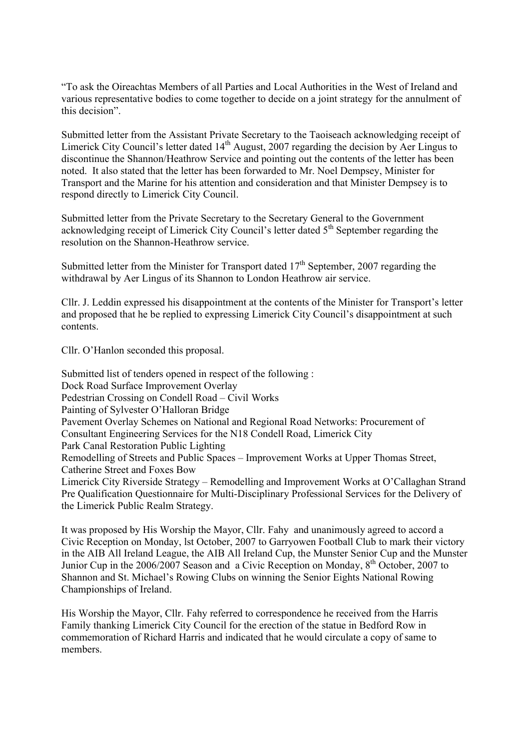"To ask the Oireachtas Members of all Parties and Local Authorities in the West of Ireland and various representative bodies to come together to decide on a joint strategy for the annulment of this decision".

Submitted letter from the Assistant Private Secretary to the Taoiseach acknowledging receipt of Limerick City Council's letter dated 14th August, 2007 regarding the decision by Aer Lingus to discontinue the Shannon/Heathrow Service and pointing out the contents of the letter has been noted. It also stated that the letter has been forwarded to Mr. Noel Dempsey, Minister for Transport and the Marine for his attention and consideration and that Minister Dempsey is to respond directly to Limerick City Council.

Submitted letter from the Private Secretary to the Secretary General to the Government acknowledging receipt of Limerick City Council's letter dated 5th September regarding the resolution on the Shannon-Heathrow service.

Submitted letter from the Minister for Transport dated 17th September, 2007 regarding the withdrawal by Aer Lingus of its Shannon to London Heathrow air service.

Cllr. J. Leddin expressed his disappointment at the contents of the Minister for Transport's letter and proposed that he be replied to expressing Limerick City Council's disappointment at such contents.

Cllr. O'Hanlon seconded this proposal.

Submitted list of tenders opened in respect of the following :
Dock Road Surface Improvement Overlay
Pedestrian Crossing on Condell Road – Civil Works
Painting of Sylvester O'Halloran Bridge
Pavement Overlay Schemes on National and Regional Road Networks: Procurement of Consultant Engineering Services for the N18 Condell Road, Limerick City
Park Canal Restoration Public Lighting
Remodelling of Streets and Public Spaces – Improvement Works at Upper Thomas Street, Catherine Street and Foxes Bow
Limerick City Riverside Strategy – Remodelling and Improvement Works at O'Callaghan Strand
Pre Qualification Questionnaire for Multi-Disciplinary Professional Services for the Delivery of the Limerick Public Realm Strategy.

It was proposed by His Worship the Mayor, Cllr. Fahy and unanimously agreed to accord a Civic Reception on Monday, lst October, 2007 to Garryowen Football Club to mark their victory in the AIB All Ireland League, the AIB All Ireland Cup, the Munster Senior Cup and the Munster Junior Cup in the 2006/2007 Season and a Civic Reception on Monday, 8th October, 2007 to Shannon and St. Michael's Rowing Clubs on winning the Senior Eights National Rowing Championships of Ireland.

His Worship the Mayor, Cllr. Fahy referred to correspondence he received from the Harris Family thanking Limerick City Council for the erection of the statue in Bedford Row in commemoration of Richard Harris and indicated that he would circulate a copy of same to members.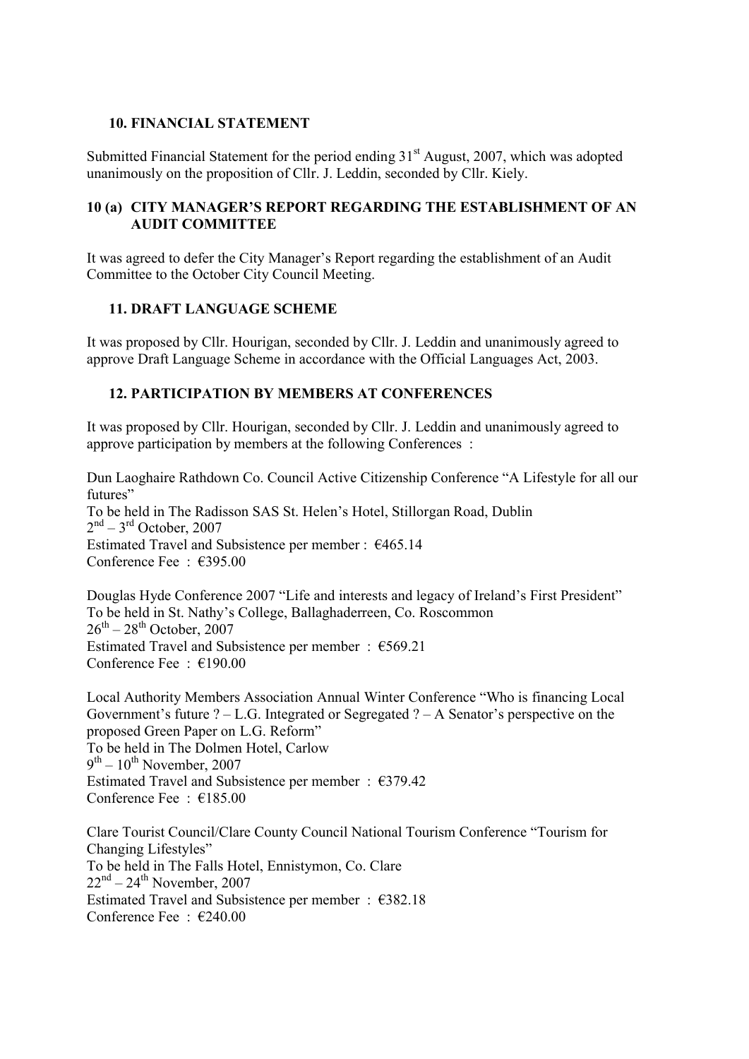### 10. FINANCIAL STATEMENT

Submitted Financial Statement for the period ending 31st August, 2007, which was adopted unanimously on the proposition of Cllr. J. Leddin, seconded by Cllr. Kiely.

### 10 (a) CITY MANAGER'S REPORT REGARDING THE ESTABLISHMENT OF AN AUDIT COMMITTEE

It was agreed to defer the City Manager's Report regarding the establishment of an Audit Committee to the October City Council Meeting.

### 11. DRAFT LANGUAGE SCHEME

It was proposed by Cllr. Hourigan, seconded by Cllr. J. Leddin and unanimously agreed to approve Draft Language Scheme in accordance with the Official Languages Act, 2003.

### 12. PARTICIPATION BY MEMBERS AT CONFERENCES

It was proposed by Cllr. Hourigan, seconded by Cllr. J. Leddin and unanimously agreed to approve participation by members at the following Conferences :

Dun Laoghaire Rathdown Co. Council Active Citizenship Conference "A Lifestyle for all our futures"
To be held in The Radisson SAS St. Helen's Hotel, Stillorgan Road, Dublin
2nd – 3rd October, 2007
Estimated Travel and Subsistence per member : €465.14
Conference Fee : €395.00

Douglas Hyde Conference 2007 "Life and interests and legacy of Ireland's First President"
To be held in St. Nathy's College, Ballaghaderreen, Co. Roscommon
26th – 28th October, 2007
Estimated Travel and Subsistence per member : €569.21
Conference Fee : €190.00

Local Authority Members Association Annual Winter Conference "Who is financing Local Government's future ? – L.G. Integrated or Segregated ? – A Senator's perspective on the proposed Green Paper on L.G. Reform"
To be held in The Dolmen Hotel, Carlow
9th – 10th November, 2007
Estimated Travel and Subsistence per member : €379.42
Conference Fee : €185.00

Clare Tourist Council/Clare County Council National Tourism Conference "Tourism for Changing Lifestyles"
To be held in The Falls Hotel, Ennistymon, Co. Clare
22nd – 24th November, 2007
Estimated Travel and Subsistence per member : €382.18
Conference Fee : €240.00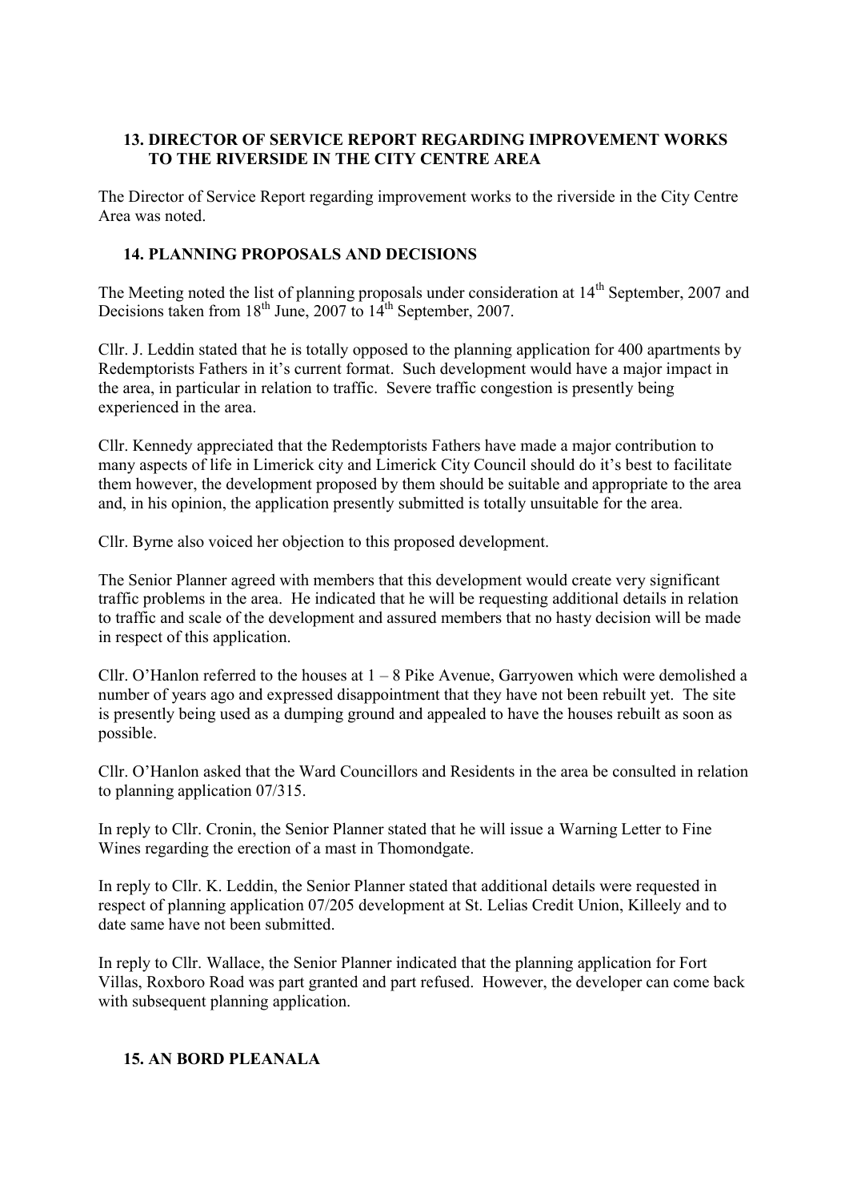## 13. DIRECTOR OF SERVICE REPORT REGARDING IMPROVEMENT WORKS TO THE RIVERSIDE IN THE CITY CENTRE AREA

The Director of Service Report regarding improvement works to the riverside in the City Centre Area was noted.

## 14. PLANNING PROPOSALS AND DECISIONS

The Meeting noted the list of planning proposals under consideration at 14th September, 2007 and Decisions taken from 18th June, 2007 to 14th September, 2007.

Cllr. J. Leddin stated that he is totally opposed to the planning application for 400 apartments by Redemptorists Fathers in it's current format. Such development would have a major impact in the area, in particular in relation to traffic. Severe traffic congestion is presently being experienced in the area.

Cllr. Kennedy appreciated that the Redemptorists Fathers have made a major contribution to many aspects of life in Limerick city and Limerick City Council should do it's best to facilitate them however, the development proposed by them should be suitable and appropriate to the area and, in his opinion, the application presently submitted is totally unsuitable for the area.

Cllr. Byrne also voiced her objection to this proposed development.

The Senior Planner agreed with members that this development would create very significant traffic problems in the area. He indicated that he will be requesting additional details in relation to traffic and scale of the development and assured members that no hasty decision will be made in respect of this application.

Cllr. O'Hanlon referred to the houses at 1 – 8 Pike Avenue, Garryowen which were demolished a number of years ago and expressed disappointment that they have not been rebuilt yet. The site is presently being used as a dumping ground and appealed to have the houses rebuilt as soon as possible.

Cllr. O'Hanlon asked that the Ward Councillors and Residents in the area be consulted in relation to planning application 07/315.

In reply to Cllr. Cronin, the Senior Planner stated that he will issue a Warning Letter to Fine Wines regarding the erection of a mast in Thomondgate.

In reply to Cllr. K. Leddin, the Senior Planner stated that additional details were requested in respect of planning application 07/205 development at St. Lelias Credit Union, Killeely and to date same have not been submitted.

In reply to Cllr. Wallace, the Senior Planner indicated that the planning application for Fort Villas, Roxboro Road was part granted and part refused. However, the developer can come back with subsequent planning application.

## 15. AN BORD PLEANALA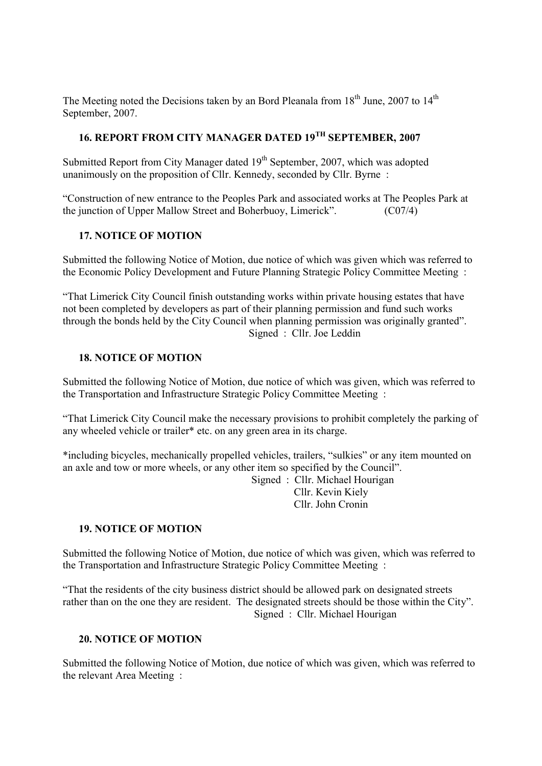The Meeting noted the Decisions taken by an Bord Pleanala from 18th June, 2007 to 14th September, 2007.

## 16. REPORT FROM CITY MANAGER DATED 19TH SEPTEMBER, 2007

Submitted Report from City Manager dated 19th September, 2007, which was adopted unanimously on the proposition of Cllr. Kennedy, seconded by Cllr. Byrne :

"Construction of new entrance to the Peoples Park and associated works at The Peoples Park at the junction of Upper Mallow Street and Boherbuoy, Limerick". (C07/4)

## 17. NOTICE OF MOTION

Submitted the following Notice of Motion, due notice of which was given which was referred to the Economic Policy Development and Future Planning Strategic Policy Committee Meeting :

"That Limerick City Council finish outstanding works within private housing estates that have not been completed by developers as part of their planning permission and fund such works through the bonds held by the City Council when planning permission was originally granted".

Signed : Cllr. Joe Leddin

## 18. NOTICE OF MOTION

Submitted the following Notice of Motion, due notice of which was given, which was referred to the Transportation and Infrastructure Strategic Policy Committee Meeting :

"That Limerick City Council make the necessary provisions to prohibit completely the parking of any wheeled vehicle or trailer* etc. on any green area in its charge.

*including bicycles, mechanically propelled vehicles, trailers, "sulkies" or any item mounted on an axle and tow or more wheels, or any other item so specified by the Council".

Signed : Cllr. Michael Hourigan
Cllr. Kevin Kiely
Cllr. John Cronin

## 19. NOTICE OF MOTION

Submitted the following Notice of Motion, due notice of which was given, which was referred to the Transportation and Infrastructure Strategic Policy Committee Meeting :

"That the residents of the city business district should be allowed park on designated streets rather than on the one they are resident. The designated streets should be those within the City".

Signed : Cllr. Michael Hourigan

## 20. NOTICE OF MOTION

Submitted the following Notice of Motion, due notice of which was given, which was referred to the relevant Area Meeting :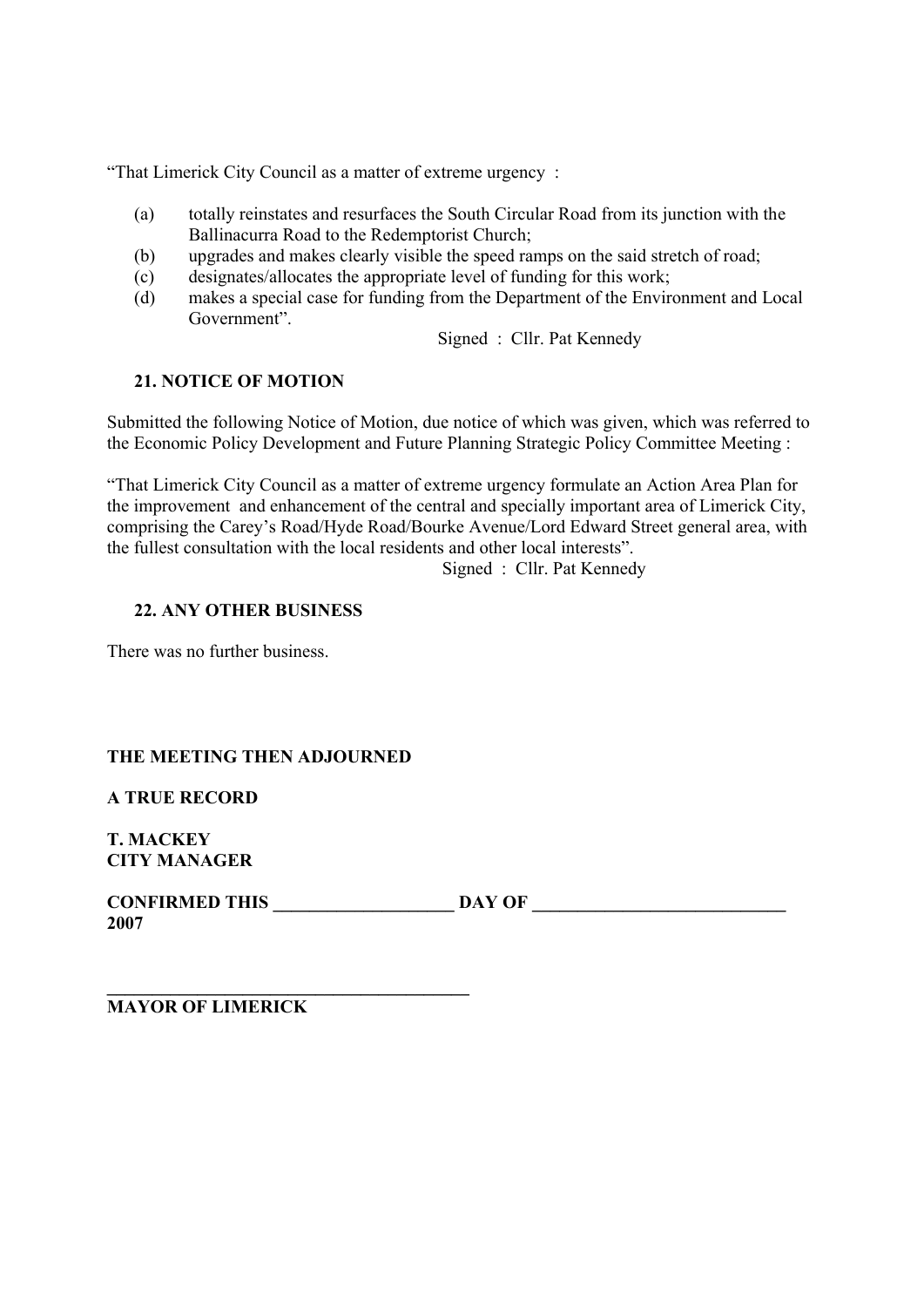"That Limerick City Council as a matter of extreme urgency :

(a) totally reinstates and resurfaces the South Circular Road from its junction with the Ballinacurra Road to the Redemptorist Church;
(b) upgrades and makes clearly visible the speed ramps on the said stretch of road;
(c) designates/allocates the appropriate level of funding for this work;
(d) makes a special case for funding from the Department of the Environment and Local Government".

Signed : Cllr. Pat Kennedy

## 21. NOTICE OF MOTION

Submitted the following Notice of Motion, due notice of which was given, which was referred to the Economic Policy Development and Future Planning Strategic Policy Committee Meeting :

"That Limerick City Council as a matter of extreme urgency formulate an Action Area Plan for the improvement and enhancement of the central and specially important area of Limerick City, comprising the Carey's Road/Hyde Road/Bourke Avenue/Lord Edward Street general area, with the fullest consultation with the local residents and other local interests".

Signed : Cllr. Pat Kennedy

## 22. ANY OTHER BUSINESS

There was no further business.

**THE MEETING THEN ADJOURNED**

**A TRUE RECORD**

**T. MACKEY**
**CITY MANAGER**

**CONFIRMED THIS \_\_\_\_\_\_\_\_\_\_\_\_\_\_\_\_\_\_\_\_ DAY OF \_\_\_\_\_\_\_\_\_\_\_\_\_\_\_\_\_\_\_\_\_\_\_\_\_\_\_\_ 2007**

\_\_\_\_\_\_\_\_\_\_\_\_\_\_\_\_\_\_\_\_\_\_\_\_\_\_\_\_\_\_\_\_\_\_\_\_\_\_\_\_

**MAYOR OF LIMERICK**